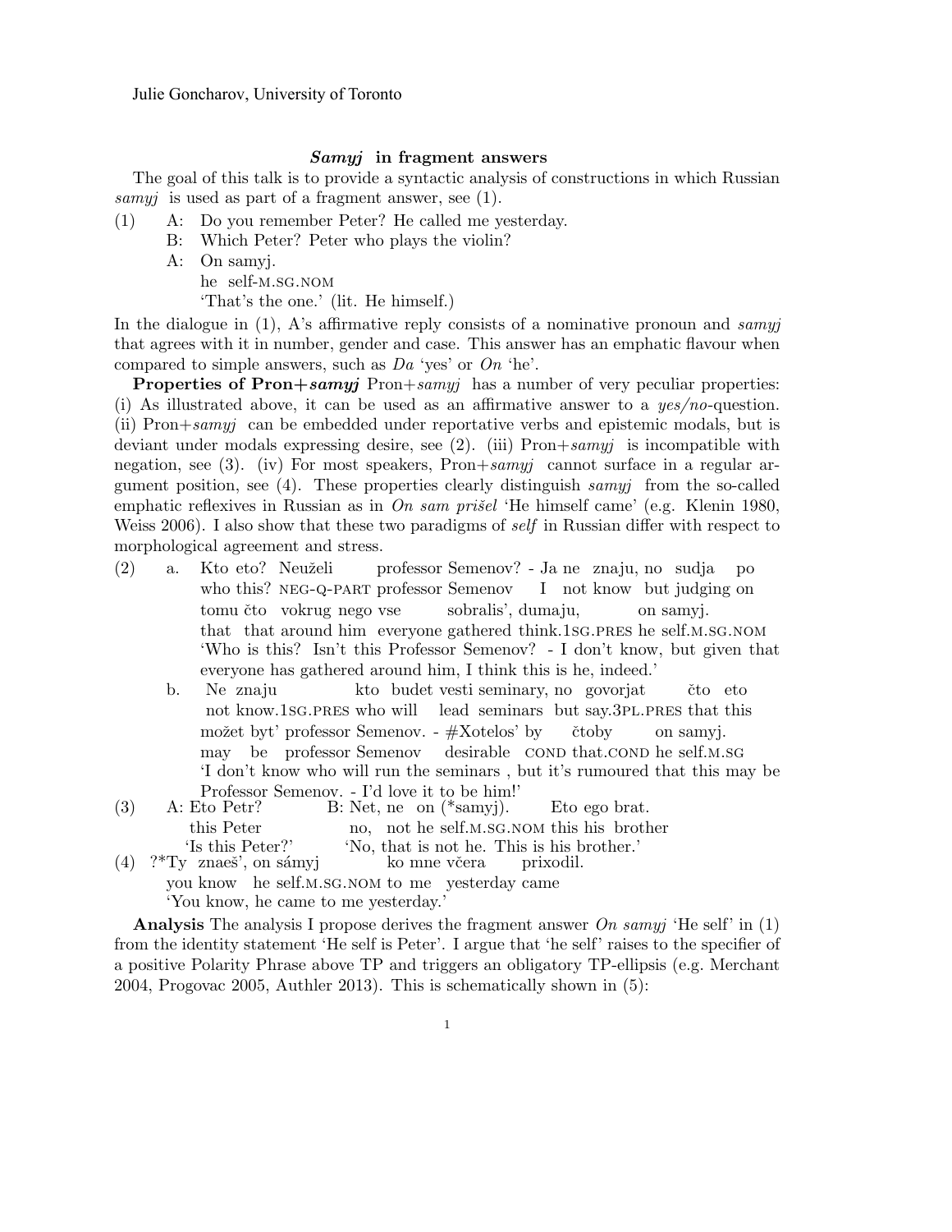Julie Goncharov, University of Toronto

## ***Samyj*** **in fragment answers**

The goal of this talk is to provide a syntactic analysis of constructions in which Russian *samyj* is used as part of a fragment answer, see (1).

(1) A: Do you remember Peter? He called me yesterday.
B: Which Peter? Peter who plays the violin?
A: On samyj.
he self-M.SG.NOM
'That's the one.' (lit. He himself.)

In the dialogue in (1), A's affirmative reply consists of a nominative pronoun and *samyj* that agrees with it in number, gender and case. This answer has an emphatic flavour when compared to simple answers, such as *Da* 'yes' or *On* 'he'.

**Properties of Pron+*samyj*** Pron+*samyj* has a number of very peculiar properties: (i) As illustrated above, it can be used as an affirmative answer to a *yes/no*-question. (ii) Pron+*samyj* can be embedded under reportative verbs and epistemic modals, but is deviant under modals expressing desire, see (2). (iii) Pron+*samyj* is incompatible with negation, see (3). (iv) For most speakers, Pron+*samyj* cannot surface in a regular argument position, see (4). These properties clearly distinguish *samyj* from the so-called emphatic reflexives in Russian as in *On sam prišel* 'He himself came' (e.g. Klenin 1980, Weiss 2006). I also show that these two paradigms of *self* in Russian differ with respect to morphological agreement and stress.

(2) a. Kto eto? Neuželi professor Semenov? - Ja ne znaju, no sudja po
who this? NEG-Q-PART professor Semenov I not know but judging on
tomu čto vokrug nego vse sobralis', dumaju, on samyj.
that that around him everyone gathered think.1SG.PRES he self.M.SG.NOM
'Who is this? Isn't this Professor Semenov? - I don't know, but given that everyone has gathered around him, I think this is he, indeed.'

b. Ne znaju kto budet vesti seminary, no govorjat čto eto
not know.1SG.PRES who will lead seminars but say.3PL.PRES that this
možet byt' professor Semenov. - #Xotelos' by čtoby on samyj.
may be professor Semenov desirable COND that.COND he self.M.SG
'I don't know who will run the seminars , but it's rumoured that this may be Professor Semenov. - I'd love it to be him!'

(3) A: Eto Petr? B: Net, ne on (*samyj). Eto ego brat.
this Peter no, not he self.M.SG.NOM this his brother
'Is this Peter?' 'No, that is not he. This is his brother.'

(4) ?*Ty znaeš', on sámyj ko mne včera prixodil.
you know he self.M.SG.NOM to me yesterday came
'You know, he came to me yesterday.'

**Analysis** The analysis I propose derives the fragment answer *On samyj* 'He self' in (1) from the identity statement 'He self is Peter'. I argue that 'he self' raises to the specifier of a positive Polarity Phrase above TP and triggers an obligatory TP-ellipsis (e.g. Merchant 2004, Progovac 2005, Authler 2013). This is schematically shown in (5):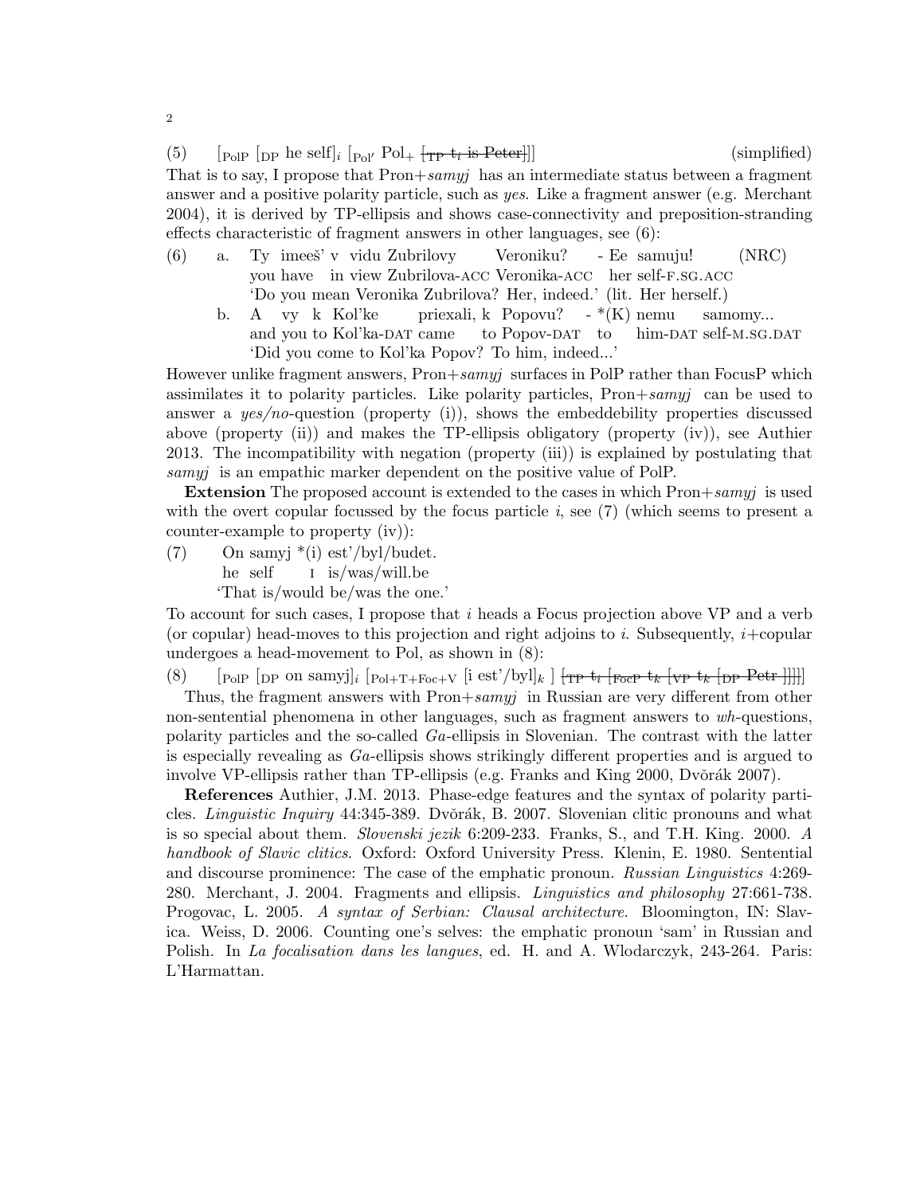(5) [$_{\text{PolP}}$ [$_{\text{DP}}$ he self]$_i$ [$_{\text{Pol'}}$ Pol$_+$ ~~[$_{\text{TP}}$ t$_i$ is Peter]~~]] (simplified)

That is to say, I propose that Pron+*samyj* has an intermediate status between a fragment answer and a positive polarity particle, such as *yes*. Like a fragment answer (e.g. Merchant 2004), it is derived by TP-ellipsis and shows case-connectivity and preposition-stranding effects characteristic of fragment answers in other languages, see (6):

(6) a. Ty imeeš' v vidu Zubrilovy Veroniku? - Ee samuju! (NRC)
you have in view Zubrilova-ACC Veronika-ACC her self-F.SG.ACC
'Do you mean Veronika Zubrilova? Her, indeed.' (lit. Her herself.)

b. A vy k Kol'ke priexali, k Popovu? - *(K) nemu samomy...
and you to Kol'ka-DAT came to Popov-DAT to him-DAT self-M.SG.DAT
'Did you come to Kol'ka Popov? To him, indeed...'

However unlike fragment answers, Pron+*samyj* surfaces in PolP rather than FocusP which assimilates it to polarity particles. Like polarity particles, Pron+*samyj* can be used to answer a *yes/no*-question (property (i)), shows the embeddebility properties discussed above (property (ii)) and makes the TP-ellipsis obligatory (property (iv)), see Authier 2013. The incompatibility with negation (property (iii)) is explained by postulating that *samyj* is an empathic marker dependent on the positive value of PolP.

**Extension** The proposed account is extended to the cases in which Pron+*samyj* is used with the overt copular focussed by the focus particle *i*, see (7) (which seems to present a counter-example to property (iv)):

(7) On samyj *(i) est'/byl/budet.
he self I is/was/will.be
'That is/would be/was the one.'

To account for such cases, I propose that *i* heads a Focus projection above VP and a verb (or copular) head-moves to this projection and right adjoins to *i*. Subsequently, *i*+copular undergoes a head-movement to Pol, as shown in (8):

(8) [$_{\text{PolP}}$ [$_{\text{DP}}$ on samyj]$_i$ [$_{\text{Pol+T+Foc+V}}$ [i est'/byl]$_k$ ] ~~[$_{\text{TP}}$ t$_i$ [$_{\text{FocP}}$ t$_k$ [$_{\text{VP}}$ t$_k$ [$_{\text{DP}}$ Petr ]]]]~~]

Thus, the fragment answers with Pron+*samyj* in Russian are very different from other non-sentential phenomena in other languages, such as fragment answers to *wh*-questions, polarity particles and the so-called *Ga*-ellipsis in Slovenian. The contrast with the latter is especially revealing as *Ga*-ellipsis shows strikingly different properties and is argued to involve VP-ellipsis rather than TP-ellipsis (e.g. Franks and King 2000, Dvŏrák 2007).

**References** Authier, J.M. 2013. Phase-edge features and the syntax of polarity particles. *Linguistic Inquiry* 44:345-389. Dvŏrák, B. 2007. Slovenian clitic pronouns and what is so special about them. *Slovenski jezik* 6:209-233. Franks, S., and T.H. King. 2000. *A handbook of Slavic clitics*. Oxford: Oxford University Press. Klenin, E. 1980. Sentential and discourse prominence: The case of the emphatic pronoun. *Russian Linguistics* 4:269-280. Merchant, J. 2004. Fragments and ellipsis. *Linguistics and philosophy* 27:661-738. Progovac, L. 2005. *A syntax of Serbian: Clausal architecture*. Bloomington, IN: Slavica. Weiss, D. 2006. Counting one's selves: the emphatic pronoun 'sam' in Russian and Polish. In *La focalisation dans les langues*, ed. H. and A. Wlodarczyk, 243-264. Paris: L'Harmattan.